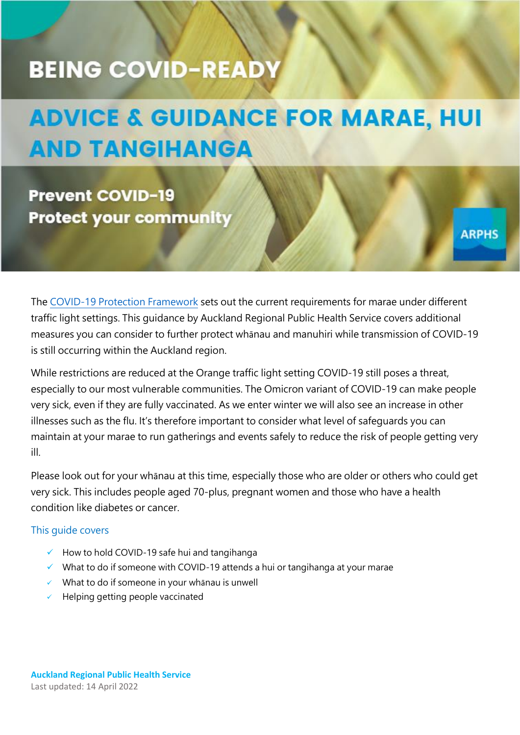# BEING COVID-READY

# ADVICE & GUIDANCE FOR MARAE, HUI AND TANGIHANGA

**Prevent COVID-19**
**Protect your community**

ARPHS

The COVID-19 Protection Framework sets out the current requirements for marae under different traffic light settings. This guidance by Auckland Regional Public Health Service covers additional measures you can consider to further protect whānau and manuhiri while transmission of COVID-19 is still occurring within the Auckland region.

While restrictions are reduced at the Orange traffic light setting COVID-19 still poses a threat, especially to our most vulnerable communities. The Omicron variant of COVID-19 can make people very sick, even if they are fully vaccinated. As we enter winter we will also see an increase in other illnesses such as the flu. It's therefore important to consider what level of safeguards you can maintain at your marae to run gatherings and events safely to reduce the risk of people getting very ill.

Please look out for your whānau at this time, especially those who are older or others who could get very sick. This includes people aged 70-plus, pregnant women and those who have a health condition like diabetes or cancer.

## This guide covers

- ✓ How to hold COVID-19 safe hui and tangihanga
- ✓ What to do if someone with COVID-19 attends a hui or tangihanga at your marae
- ✓ What to do if someone in your whānau is unwell
- ✓ Helping getting people vaccinated

**Auckland Regional Public Health Service**
Last updated: 14 April 2022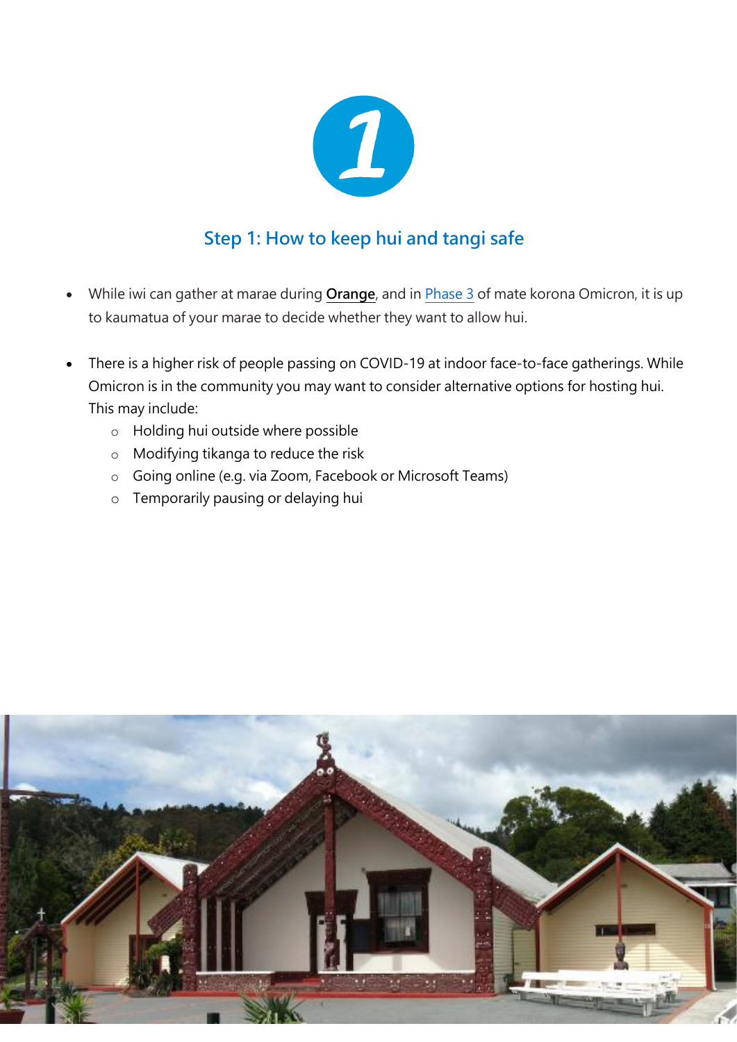1

## Step 1: How to keep hui and tangi safe

- While iwi can gather at marae during **Orange**, and in Phase 3 of mate korona Omicron, it is up to kaumatua of your marae to decide whether they want to allow hui.
- There is a higher risk of people passing on COVID-19 at indoor face-to-face gatherings. While Omicron is in the community you may want to consider alternative options for hosting hui. This may include:
  - Holding hui outside where possible
  - Modifying tikanga to reduce the risk
  - Going online (e.g. via Zoom, Facebook or Microsoft Teams)
  - Temporarily pausing or delaying hui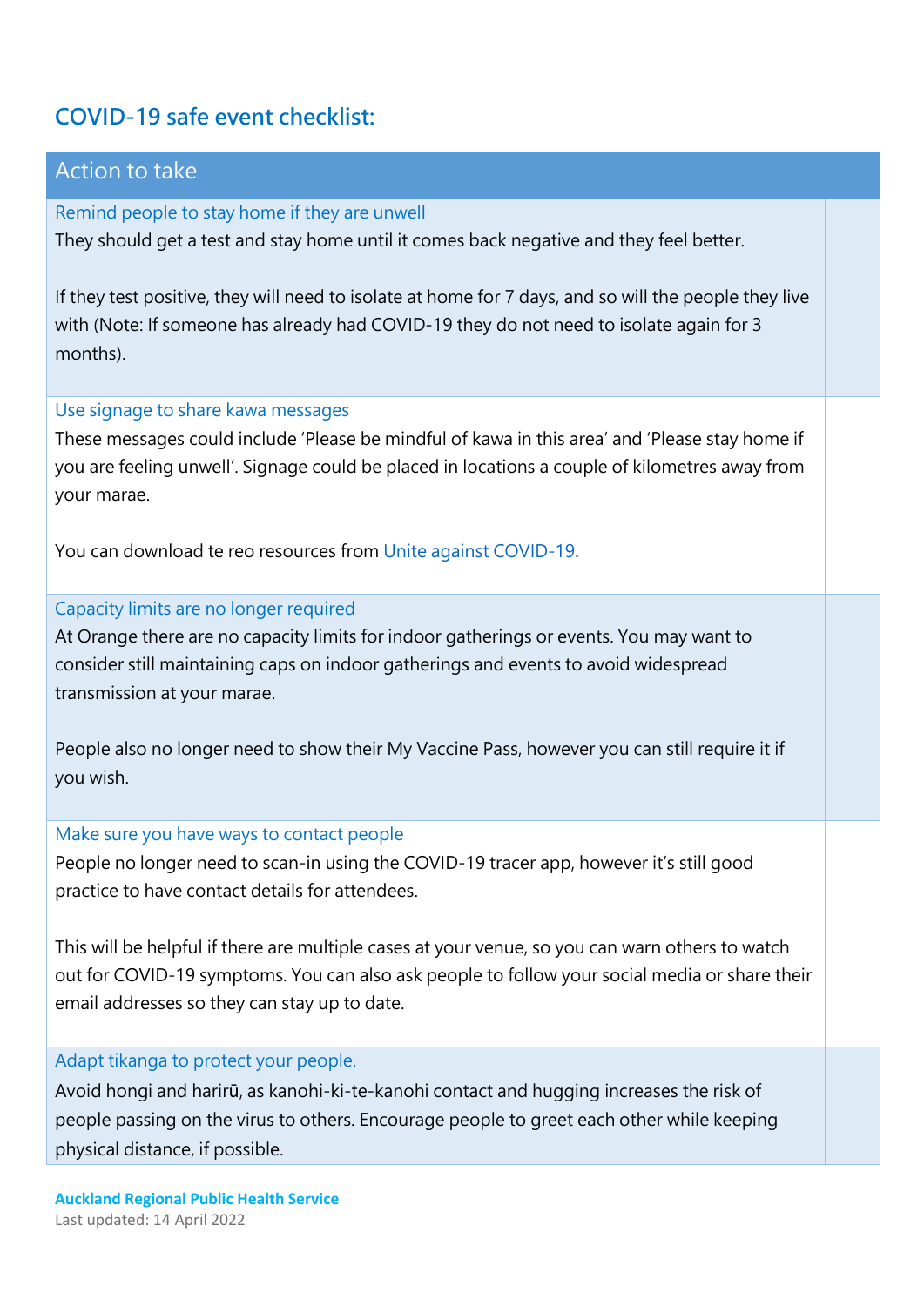## COVID-19 safe event checklist:

| Action to take | |
|---|---|
| Remind people to stay home if they are unwell<br>They should get a test and stay home until it comes back negative and they feel better.<br><br>If they test positive, they will need to isolate at home for 7 days, and so will the people they live with (Note: If someone has already had COVID-19 they do not need to isolate again for 3 months). | |
| Use signage to share kawa messages<br>These messages could include 'Please be mindful of kawa in this area' and 'Please stay home if you are feeling unwell'. Signage could be placed in locations a couple of kilometres away from your marae.<br><br>You can download te reo resources from Unite against COVID-19. | |
| Capacity limits are no longer required<br>At Orange there are no capacity limits for indoor gatherings or events. You may want to consider still maintaining caps on indoor gatherings and events to avoid widespread transmission at your marae.<br><br>People also no longer need to show their My Vaccine Pass, however you can still require it if you wish. | |
| Make sure you have ways to contact people<br>People no longer need to scan-in using the COVID-19 tracer app, however it's still good practice to have contact details for attendees.<br><br>This will be helpful if there are multiple cases at your venue, so you can warn others to watch out for COVID-19 symptoms. You can also ask people to follow your social media or share their email addresses so they can stay up to date. | |
| Adapt tikanga to protect your people.<br>Avoid hongi and harirū, as kanohi-ki-te-kanohi contact and hugging increases the risk of people passing on the virus to others. Encourage people to greet each other while keeping physical distance, if possible. | |

**Auckland Regional Public Health Service**
Last updated: 14 April 2022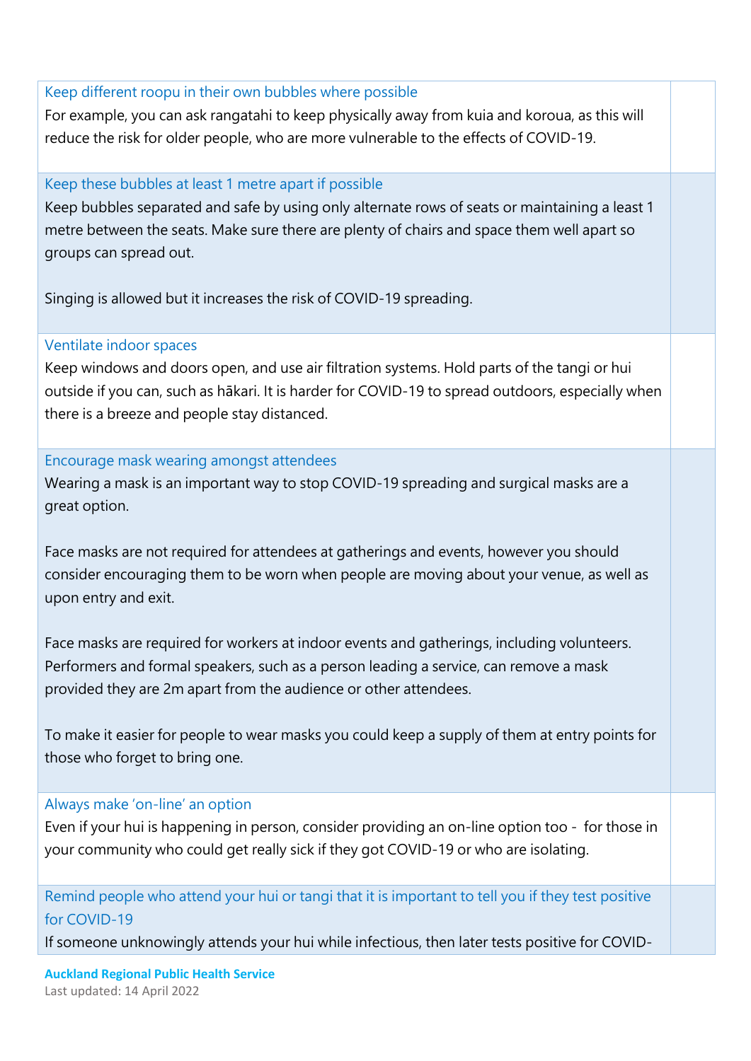| | |
|---|---|
| Keep different roopu in their own bubbles where possible<br>For example, you can ask rangatahi to keep physically away from kuia and koroua, as this will reduce the risk for older people, who are more vulnerable to the effects of COVID-19. | |
| Keep these bubbles at least 1 metre apart if possible<br>Keep bubbles separated and safe by using only alternate rows of seats or maintaining a least 1 metre between the seats. Make sure there are plenty of chairs and space them well apart so groups can spread out.<br><br>Singing is allowed but it increases the risk of COVID-19 spreading. | |
| Ventilate indoor spaces<br>Keep windows and doors open, and use air filtration systems. Hold parts of the tangi or hui outside if you can, such as hākari. It is harder for COVID-19 to spread outdoors, especially when there is a breeze and people stay distanced. | |
| Encourage mask wearing amongst attendees<br>Wearing a mask is an important way to stop COVID-19 spreading and surgical masks are a great option.<br><br>Face masks are not required for attendees at gatherings and events, however you should consider encouraging them to be worn when people are moving about your venue, as well as upon entry and exit.<br><br>Face masks are required for workers at indoor events and gatherings, including volunteers. Performers and formal speakers, such as a person leading a service, can remove a mask provided they are 2m apart from the audience or other attendees.<br><br>To make it easier for people to wear masks you could keep a supply of them at entry points for those who forget to bring one. | |
| Always make 'on-line' an option<br>Even if your hui is happening in person, consider providing an on-line option too - for those in your community who could get really sick if they got COVID-19 or who are isolating. | |
| Remind people who attend your hui or tangi that it is important to tell you if they test positive for COVID-19<br>If someone unknowingly attends your hui while infectious, then later tests positive for COVID- | |

**Auckland Regional Public Health Service**
Last updated: 14 April 2022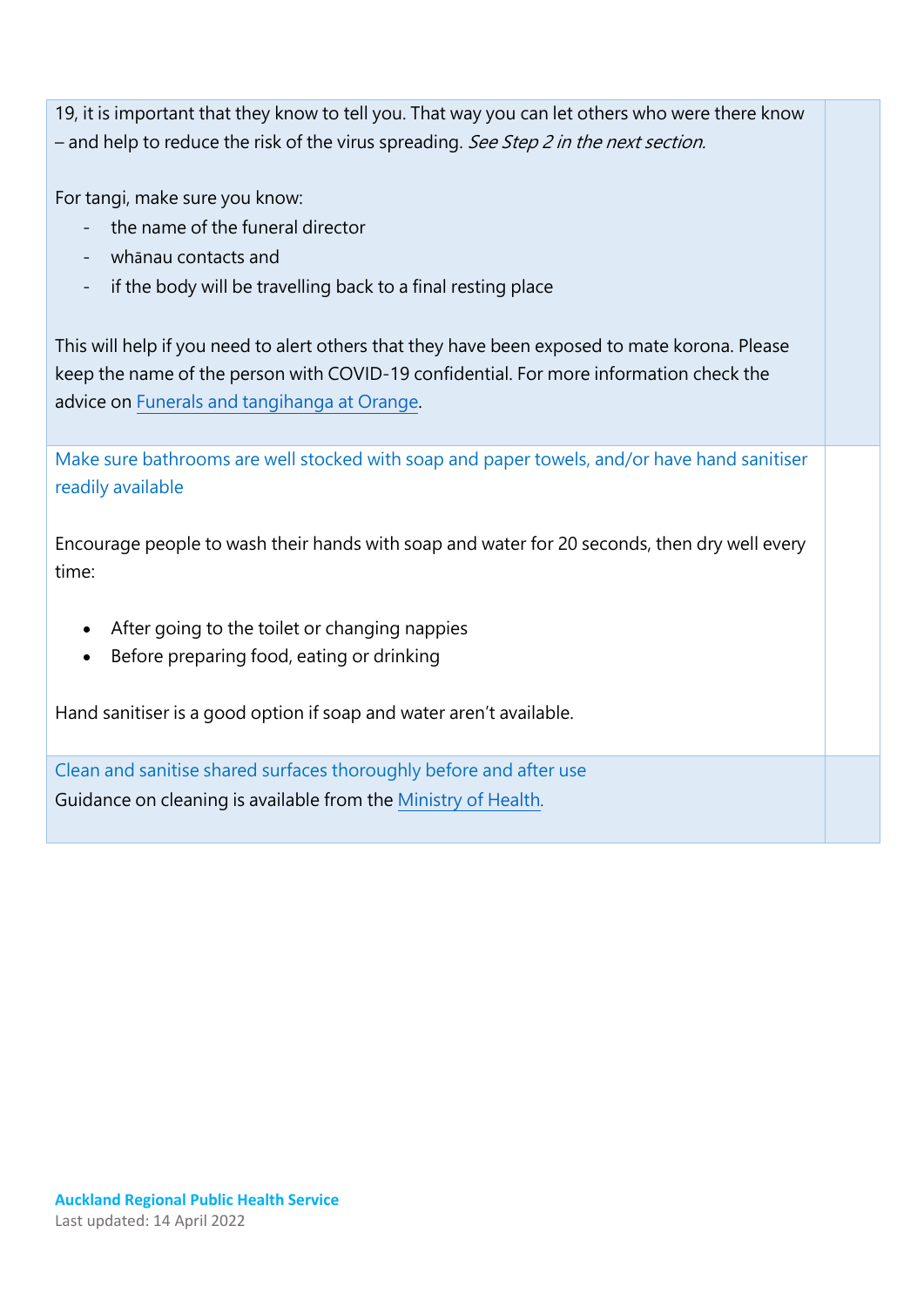| | |
|---|---|
| 19, it is important that they know to tell you. That way you can let others who were there know – and help to reduce the risk of the virus spreading. *See Step 2 in the next section.*<br><br>For tangi, make sure you know:<br>- the name of the funeral director<br>- whānau contacts and<br>- if the body will be travelling back to a final resting place<br><br>This will help if you need to alert others that they have been exposed to mate korona. Please keep the name of the person with COVID-19 confidential. For more information check the advice on Funerals and tangihanga at Orange. | |
| Make sure bathrooms are well stocked with soap and paper towels, and/or have hand sanitiser readily available<br><br>Encourage people to wash their hands with soap and water for 20 seconds, then dry well every time:<br><br>• After going to the toilet or changing nappies<br>• Before preparing food, eating or drinking<br><br>Hand sanitiser is a good option if soap and water aren't available. | |
| Clean and sanitise shared surfaces thoroughly before and after use<br>Guidance on cleaning is available from the Ministry of Health. | |

**Auckland Regional Public Health Service**
Last updated: 14 April 2022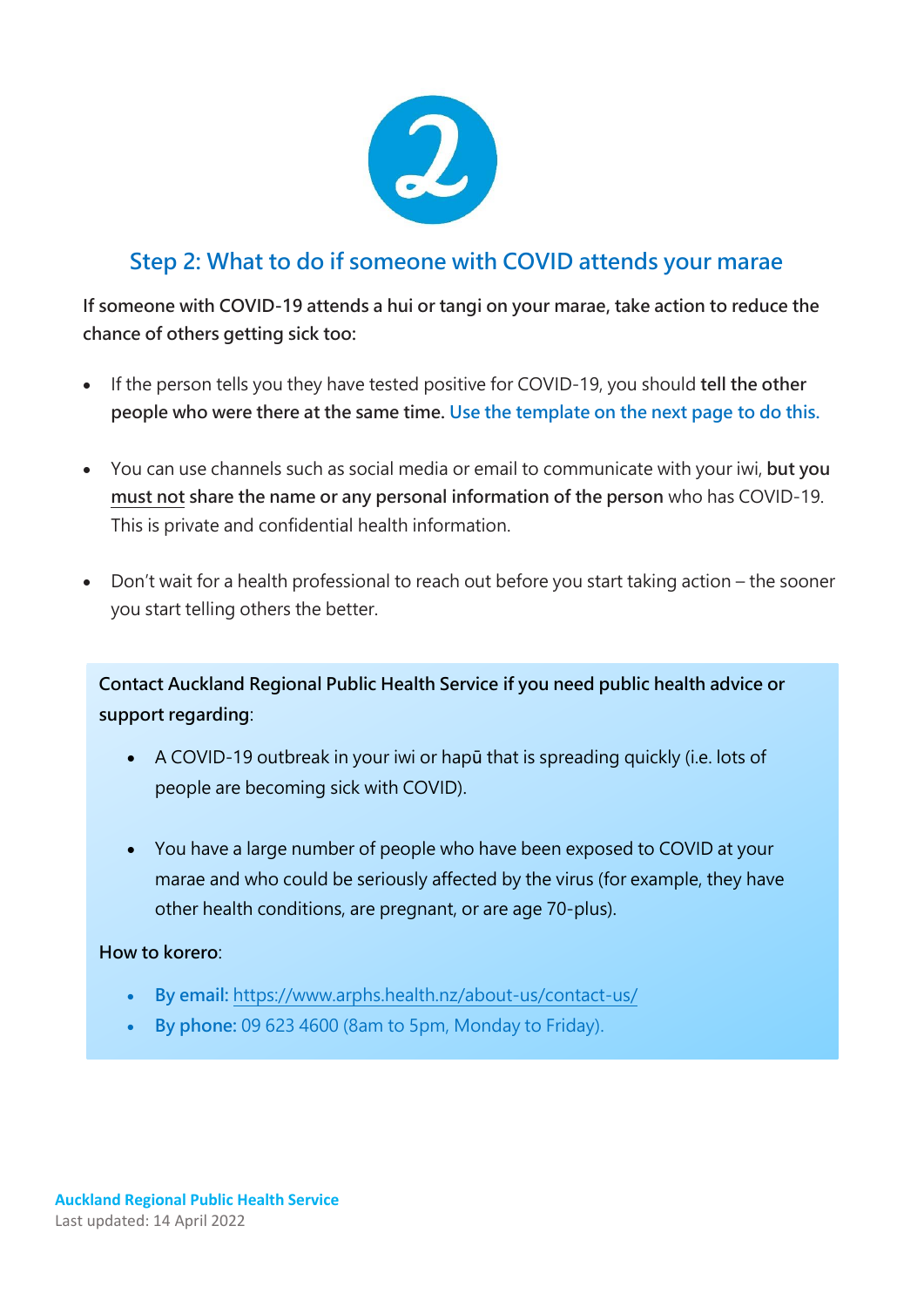## Step 2: What to do if someone with COVID attends your marae

**If someone with COVID-19 attends a hui or tangi on your marae, take action to reduce the chance of others getting sick too:**

- If the person tells you they have tested positive for COVID-19, you should **tell the other people who were there at the same time.** Use the template on the next page to do this.
- You can use channels such as social media or email to communicate with your iwi, **but you must not share the name or any personal information of the person** who has COVID-19. This is private and confidential health information.
- Don't wait for a health professional to reach out before you start taking action – the sooner you start telling others the better.

**Contact Auckland Regional Public Health Service if you need public health advice or support regarding**:

- A COVID-19 outbreak in your iwi or hapū that is spreading quickly (i.e. lots of people are becoming sick with COVID).
- You have a large number of people who have been exposed to COVID at your marae and who could be seriously affected by the virus (for example, they have other health conditions, are pregnant, or are age 70-plus).

**How to korero**:

- **By email:** https://www.arphs.health.nz/about-us/contact-us/
- **By phone:** 09 623 4600 (8am to 5pm, Monday to Friday).

**Auckland Regional Public Health Service**
Last updated: 14 April 2022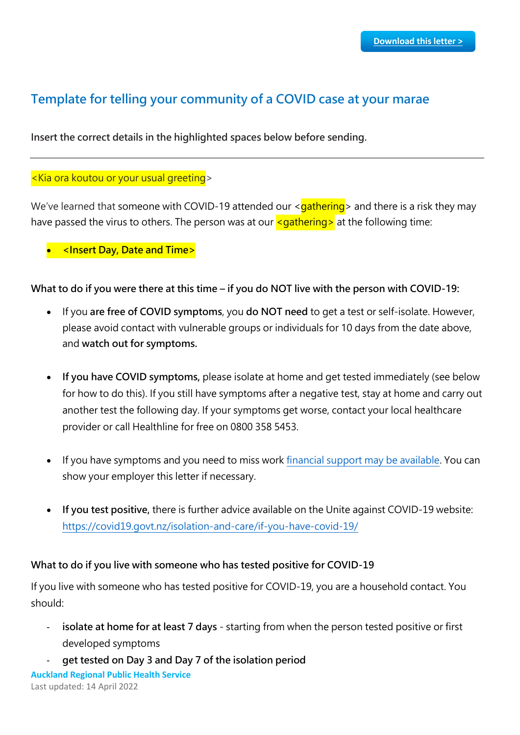[Download this letter >]

## Template for telling your community of a COVID case at your marae

**Insert the correct details in the highlighted spaces below before sending.**

---

<Kia ora koutou or your usual greeting>

We've learned that someone with COVID-19 attended our <gathering> and there is a risk they may have passed the virus to others. The person was at our <gathering> at the following time:

- **<Insert Day, Date and Time>**

**What to do if you were there at this time – if you do NOT live with the person with COVID-19:**

- If you **are free of COVID symptoms**, you **do NOT need** to get a test or self-isolate. However, please avoid contact with vulnerable groups or individuals for 10 days from the date above, and **watch out for symptoms.**

- **If you have COVID symptoms,** please isolate at home and get tested immediately (see below for how to do this). If you still have symptoms after a negative test, stay at home and carry out another test the following day. If your symptoms get worse, contact your local healthcare provider or call Healthline for free on 0800 358 5453.

- If you have symptoms and you need to miss work [financial support may be available]. You can show your employer this letter if necessary.

- **If you test positive,** there is further advice available on the Unite against COVID-19 website: https://covid19.govt.nz/isolation-and-care/if-you-have-covid-19/

**What to do if you live with someone who has tested positive for COVID-19**

If you live with someone who has tested positive for COVID-19, you are a household contact. You should:

- **isolate at home for at least 7 days** - starting from when the person tested positive or first developed symptoms
- **get tested on Day 3 and Day 7 of the isolation period**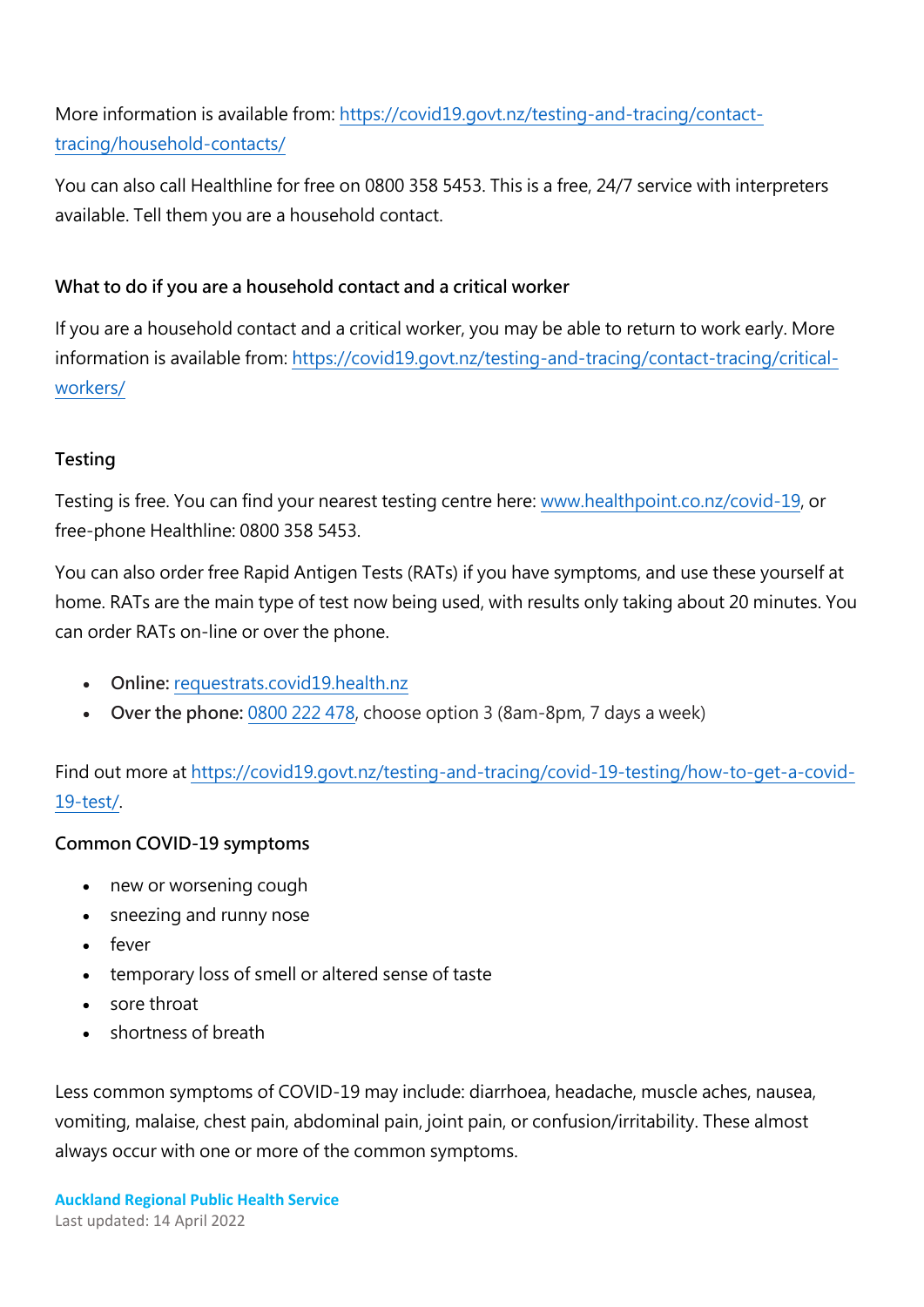More information is available from: [https://covid19.govt.nz/testing-and-tracing/contact-tracing/household-contacts/](https://covid19.govt.nz/testing-and-tracing/contact-tracing/household-contacts/)

You can also call Healthline for free on 0800 358 5453. This is a free, 24/7 service with interpreters available. Tell them you are a household contact.

### What to do if you are a household contact and a critical worker

If you are a household contact and a critical worker, you may be able to return to work early. More information is available from: [https://covid19.govt.nz/testing-and-tracing/contact-tracing/critical-workers/](https://covid19.govt.nz/testing-and-tracing/contact-tracing/critical-workers/)

### Testing

Testing is free. You can find your nearest testing centre here: [www.healthpoint.co.nz/covid-19](http://www.healthpoint.co.nz/covid-19), or free-phone Healthline: 0800 358 5453.

You can also order free Rapid Antigen Tests (RATs) if you have symptoms, and use these yourself at home. RATs are the main type of test now being used, with results only taking about 20 minutes. You can order RATs on-line or over the phone.

- **Online:** [requestrats.covid19.health.nz](https://requestrats.covid19.health.nz)
- **Over the phone:** 0800 222 478, choose option 3 (8am-8pm, 7 days a week)

Find out more at [https://covid19.govt.nz/testing-and-tracing/covid-19-testing/how-to-get-a-covid-19-test/](https://covid19.govt.nz/testing-and-tracing/covid-19-testing/how-to-get-a-covid-19-test/).

### Common COVID-19 symptoms

- new or worsening cough
- sneezing and runny nose
- fever
- temporary loss of smell or altered sense of taste
- sore throat
- shortness of breath

Less common symptoms of COVID-19 may include: diarrhoea, headache, muscle aches, nausea, vomiting, malaise, chest pain, abdominal pain, joint pain, or confusion/irritability. These almost always occur with one or more of the common symptoms.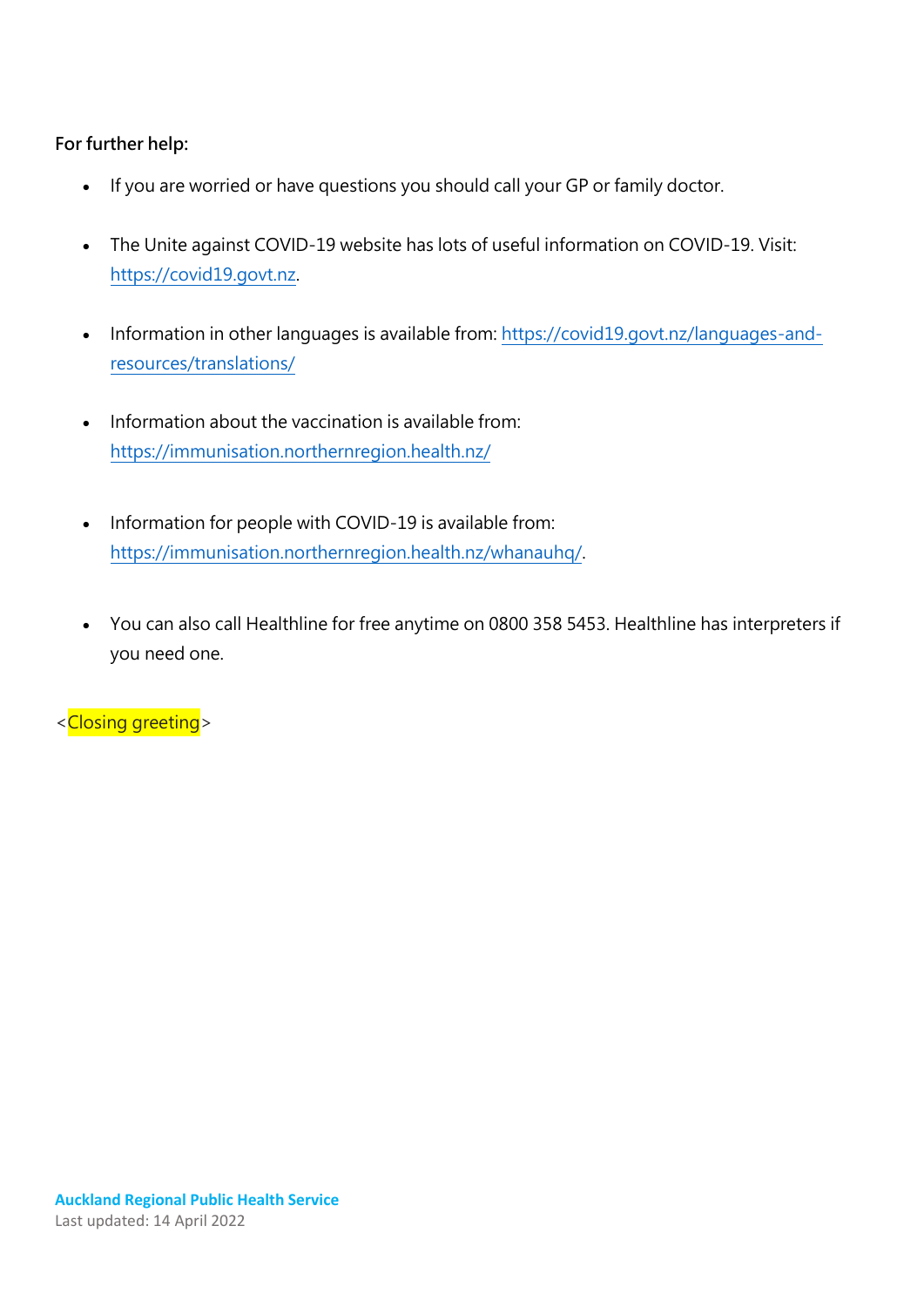**For further help:**

- If you are worried or have questions you should call your GP or family doctor.

- The Unite against COVID-19 website has lots of useful information on COVID-19. Visit: [https://covid19.govt.nz](https://covid19.govt.nz).

- Information in other languages is available from: [https://covid19.govt.nz/languages-and-resources/translations/](https://covid19.govt.nz/languages-and-resources/translations/)

- Information about the vaccination is available from: [https://immunisation.northernregion.health.nz/](https://immunisation.northernregion.health.nz/)

- Information for people with COVID-19 is available from: [https://immunisation.northernregion.health.nz/whanauhq/](https://immunisation.northernregion.health.nz/whanauhq/).

- You can also call Healthline for free anytime on 0800 358 5453. Healthline has interpreters if you need one.

<Closing greeting>

**Auckland Regional Public Health Service**
Last updated: 14 April 2022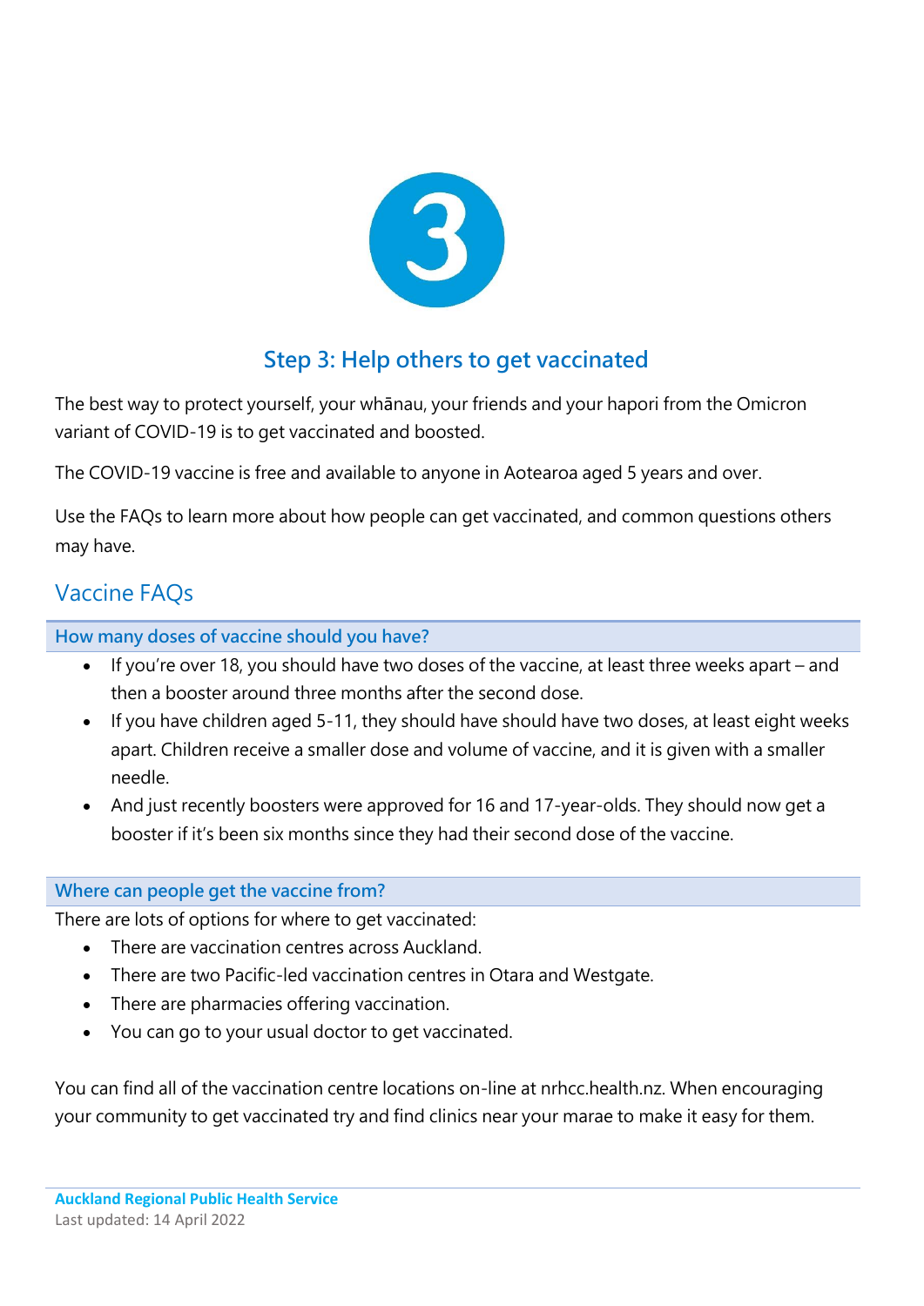3

## Step 3: Help others to get vaccinated

The best way to protect yourself, your whānau, your friends and your hapori from the Omicron variant of COVID-19 is to get vaccinated and boosted.

The COVID-19 vaccine is free and available to anyone in Aotearoa aged 5 years and over.

Use the FAQs to learn more about how people can get vaccinated, and common questions others may have.

## Vaccine FAQs

### How many doses of vaccine should you have?

- If you're over 18, you should have two doses of the vaccine, at least three weeks apart – and then a booster around three months after the second dose.
- If you have children aged 5-11, they should have should have two doses, at least eight weeks apart. Children receive a smaller dose and volume of vaccine, and it is given with a smaller needle.
- And just recently boosters were approved for 16 and 17-year-olds. They should now get a booster if it's been six months since they had their second dose of the vaccine.

### Where can people get the vaccine from?

There are lots of options for where to get vaccinated:

- There are vaccination centres across Auckland.
- There are two Pacific-led vaccination centres in Otara and Westgate.
- There are pharmacies offering vaccination.
- You can go to your usual doctor to get vaccinated.

You can find all of the vaccination centre locations on-line at nrhcc.health.nz. When encouraging your community to get vaccinated try and find clinics near your marae to make it easy for them.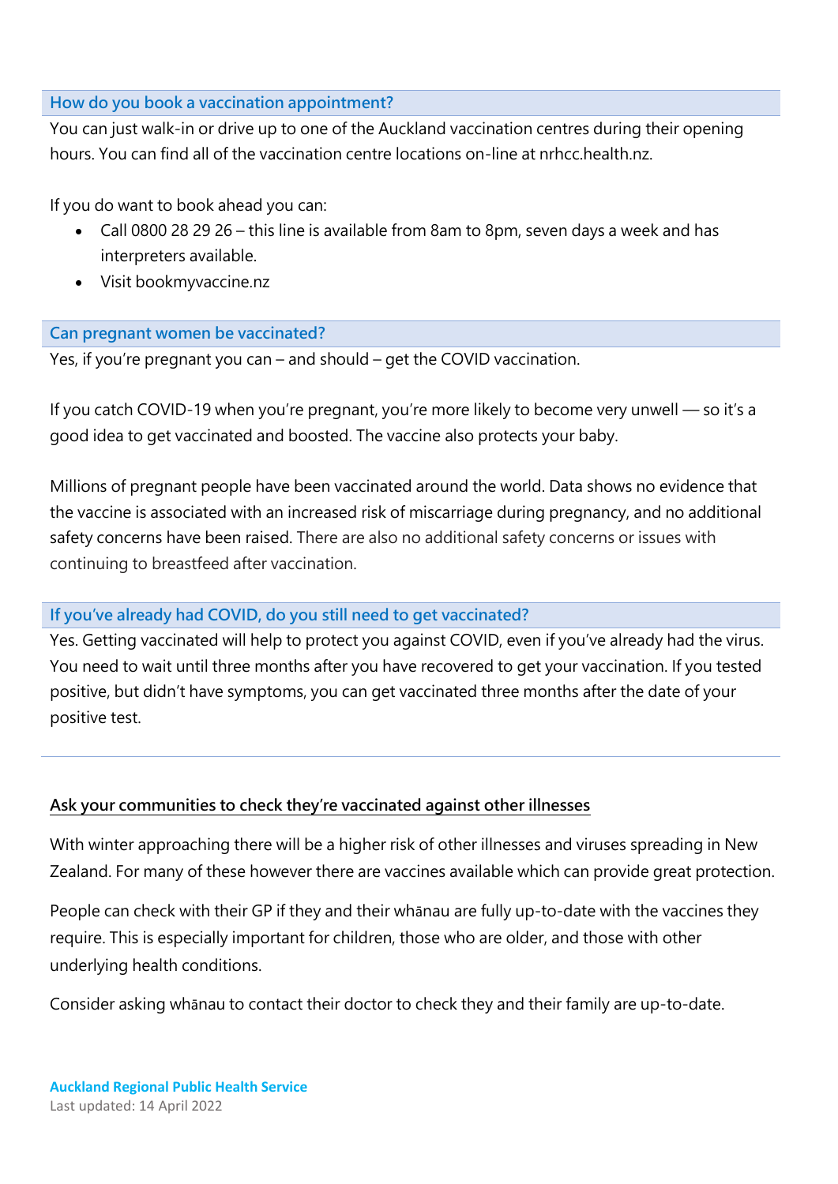### How do you book a vaccination appointment?

You can just walk-in or drive up to one of the Auckland vaccination centres during their opening hours. You can find all of the vaccination centre locations on-line at nrhcc.health.nz.

If you do want to book ahead you can:

- Call 0800 28 29 26 – this line is available from 8am to 8pm, seven days a week and has interpreters available.
- Visit bookmyvaccine.nz

### Can pregnant women be vaccinated?

Yes, if you're pregnant you can – and should – get the COVID vaccination.

If you catch COVID-19 when you're pregnant, you're more likely to become very unwell — so it's a good idea to get vaccinated and boosted. The vaccine also protects your baby.

Millions of pregnant people have been vaccinated around the world. Data shows no evidence that the vaccine is associated with an increased risk of miscarriage during pregnancy, and no additional safety concerns have been raised. There are also no additional safety concerns or issues with continuing to breastfeed after vaccination.

### If you've already had COVID, do you still need to get vaccinated?

Yes. Getting vaccinated will help to protect you against COVID, even if you've already had the virus. You need to wait until three months after you have recovered to get your vaccination. If you tested positive, but didn't have symptoms, you can get vaccinated three months after the date of your positive test.

---

## Ask your communities to check they're vaccinated against other illnesses

With winter approaching there will be a higher risk of other illnesses and viruses spreading in New Zealand. For many of these however there are vaccines available which can provide great protection.

People can check with their GP if they and their whānau are fully up-to-date with the vaccines they require. This is especially important for children, those who are older, and those with other underlying health conditions.

Consider asking whānau to contact their doctor to check they and their family are up-to-date.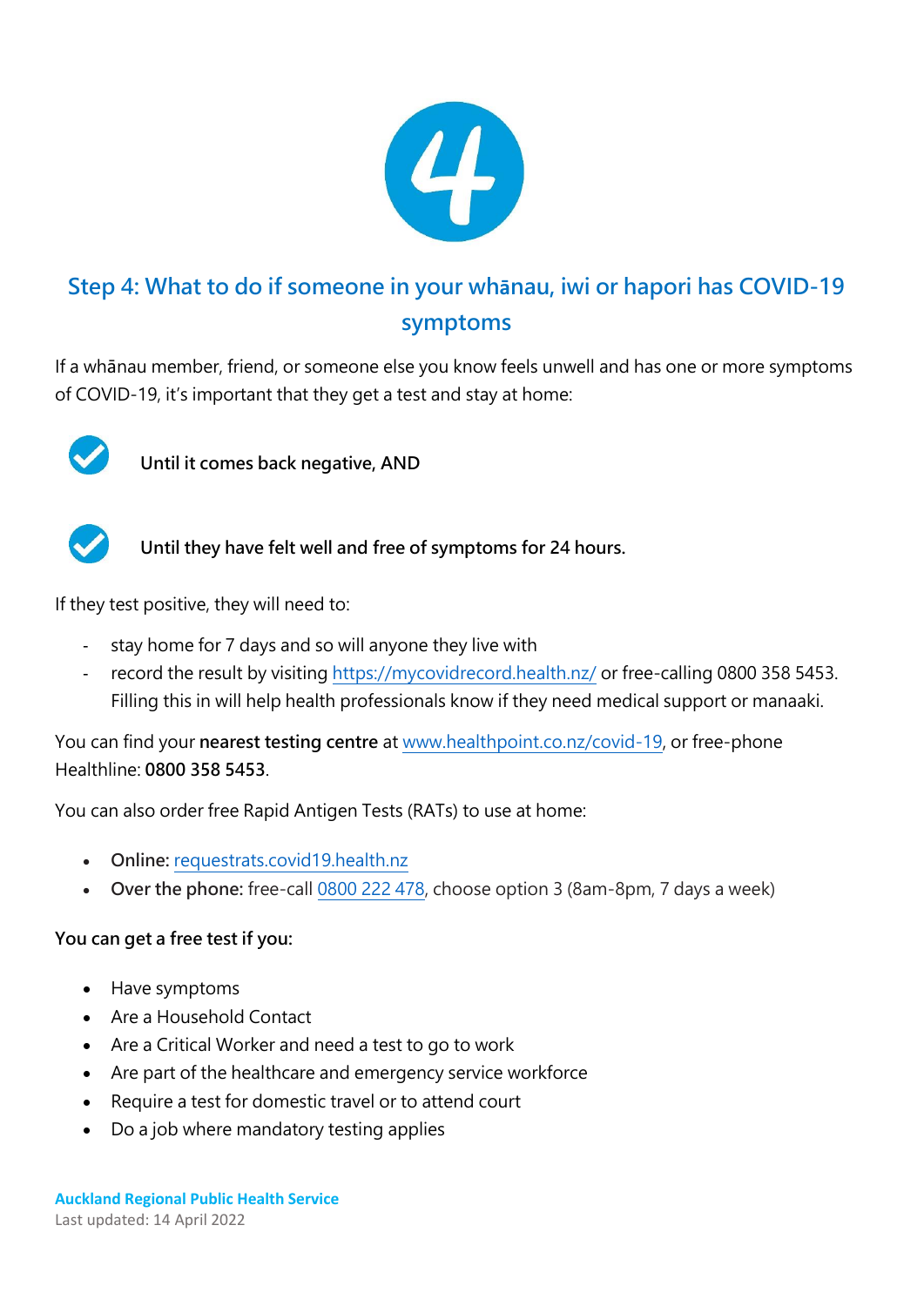## Step 4: What to do if someone in your whānau, iwi or hapori has COVID-19 symptoms

If a whānau member, friend, or someone else you know feels unwell and has one or more symptoms of COVID-19, it's important that they get a test and stay at home:

- **Until it comes back negative, AND**
- **Until they have felt well and free of symptoms for 24 hours.**

If they test positive, they will need to:

- stay home for 7 days and so will anyone they live with
- record the result by visiting https://mycovidrecord.health.nz/ or free-calling 0800 358 5453. Filling this in will help health professionals know if they need medical support or manaaki.

You can find your **nearest testing centre** at www.healthpoint.co.nz/covid-19, or free-phone Healthline: **0800 358 5453**.

You can also order free Rapid Antigen Tests (RATs) to use at home:

- **Online:** requestrats.covid19.health.nz
- **Over the phone:** free-call 0800 222 478, choose option 3 (8am-8pm, 7 days a week)

**You can get a free test if you:**

- Have symptoms
- Are a Household Contact
- Are a Critical Worker and need a test to go to work
- Are part of the healthcare and emergency service workforce
- Require a test for domestic travel or to attend court
- Do a job where mandatory testing applies

**Auckland Regional Public Health Service**
Last updated: 14 April 2022